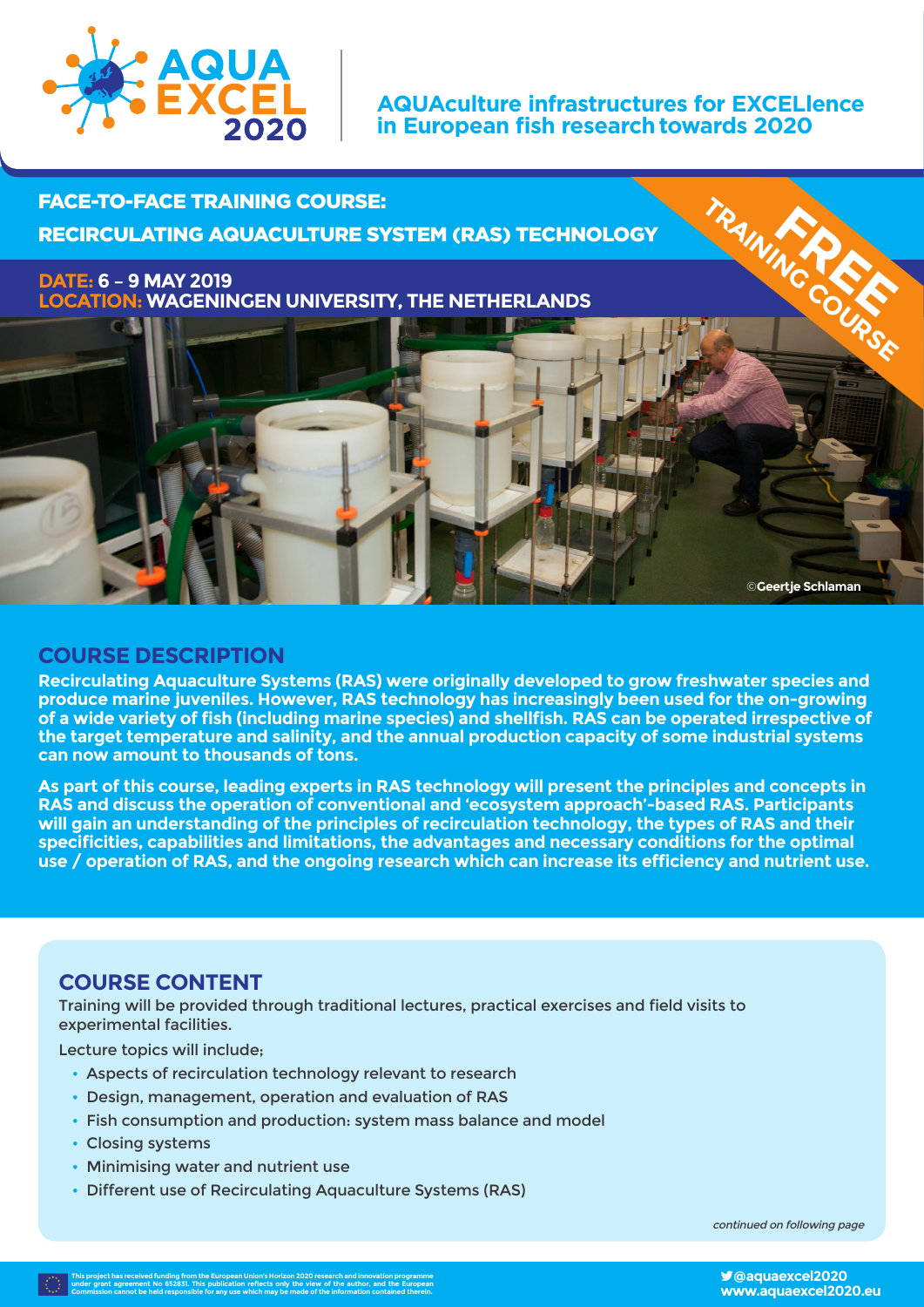**AQUA EXCEL 2020**

**AQUAculture infrastructures for EXCELlence in European fish research towards 2020**

## FACE-TO-FACE TRAINING COURSE:
## RECIRCULATING AQUACULTURE SYSTEM (RAS) TECHNOLOGY

**FREE TRAINING COURSE**

**DATE: 6 – 9 MAY 2019**
**LOCATION: WAGENINGEN UNIVERSITY, THE NETHERLANDS**

©Geertje Schlaman

## COURSE DESCRIPTION

**Recirculating Aquaculture Systems (RAS) were originally developed to grow freshwater species and produce marine juveniles. However, RAS technology has increasingly been used for the on-growing of a wide variety of fish (including marine species) and shellfish. RAS can be operated irrespective of the target temperature and salinity, and the annual production capacity of some industrial systems can now amount to thousands of tons.**

**As part of this course, leading experts in RAS technology will present the principles and concepts in RAS and discuss the operation of conventional and 'ecosystem approach'-based RAS. Participants will gain an understanding of the principles of recirculation technology, the types of RAS and their specificities, capabilities and limitations, the advantages and necessary conditions for the optimal use / operation of RAS, and the ongoing research which can increase its efficiency and nutrient use.**

## COURSE CONTENT

Training will be provided through traditional lectures, practical exercises and field visits to experimental facilities.

Lecture topics will include;

- Aspects of recirculation technology relevant to research
- Design, management, operation and evaluation of RAS
- Fish consumption and production: system mass balance and model
- Closing systems
- Minimising water and nutrient use
- Different use of Recirculating Aquaculture Systems (RAS)

*continued on following page*

This project has received funding from the European Union's Horizon 2020 research and innovation programme under grant agreement No 652831. This publication reflects only the view of the author, and the European Commission cannot be held responsible for any use which may be made of the information contained therein.

@aquaexcel2020
www.aquaexcel2020.eu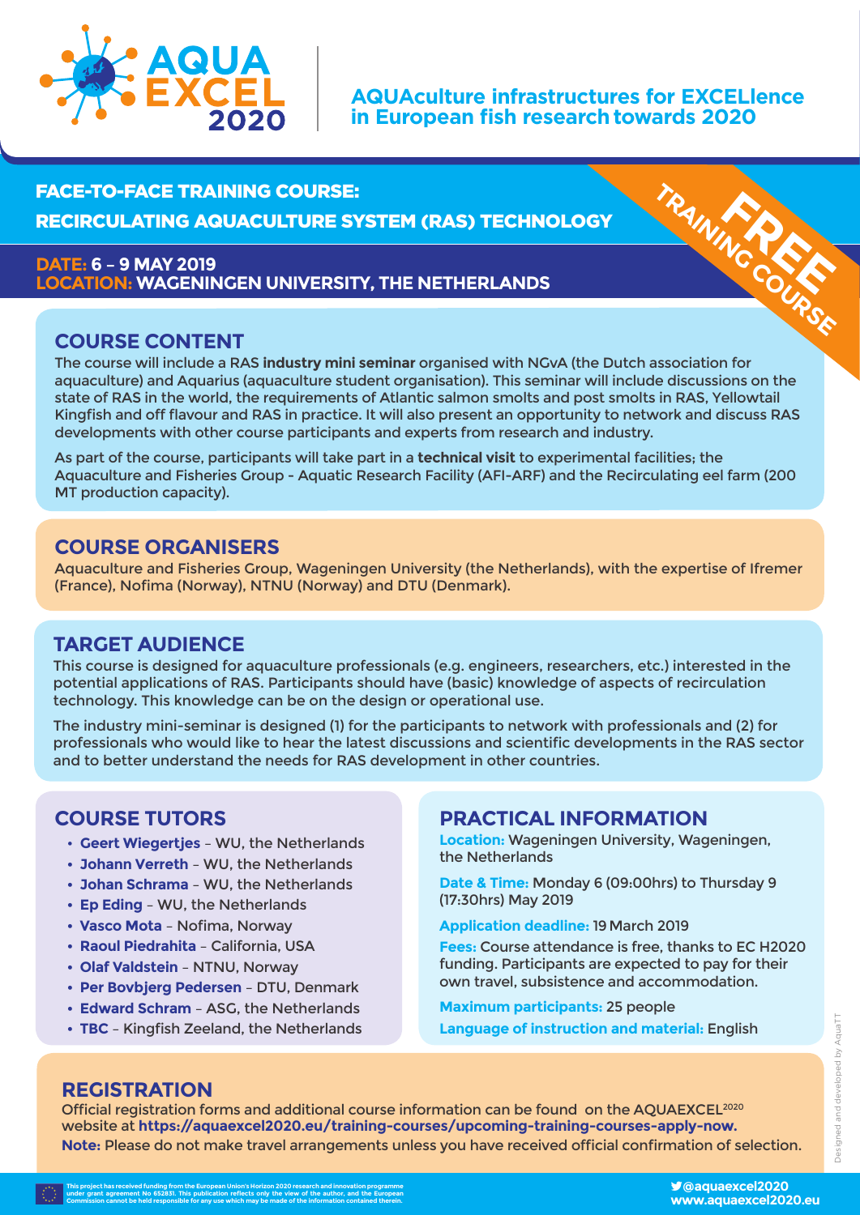AQUA EXCEL 2020

**AQUAculture infrastructures for EXCELlence in European fish research towards 2020**

## FACE-TO-FACE TRAINING COURSE:
## RECIRCULATING AQUACULTURE SYSTEM (RAS) TECHNOLOGY

**FREE TRAINING COURSE**

**DATE: 6 – 9 MAY 2019**
**LOCATION: WAGENINGEN UNIVERSITY, THE NETHERLANDS**

### COURSE CONTENT

The course will include a RAS **industry mini seminar** organised with NGvA (the Dutch association for aquaculture) and Aquarius (aquaculture student organisation). This seminar will include discussions on the state of RAS in the world, the requirements of Atlantic salmon smolts and post smolts in RAS, Yellowtail Kingfish and off flavour and RAS in practice. It will also present an opportunity to network and discuss RAS developments with other course participants and experts from research and industry.

As part of the course, participants will take part in a **technical visit** to experimental facilities; the Aquaculture and Fisheries Group - Aquatic Research Facility (AFI-ARF) and the Recirculating eel farm (200 MT production capacity).

### COURSE ORGANISERS

Aquaculture and Fisheries Group, Wageningen University (the Netherlands), with the expertise of Ifremer (France), Nofima (Norway), NTNU (Norway) and DTU (Denmark).

### TARGET AUDIENCE

This course is designed for aquaculture professionals (e.g. engineers, researchers, etc.) interested in the potential applications of RAS. Participants should have (basic) knowledge of aspects of recirculation technology. This knowledge can be on the design or operational use.

The industry mini-seminar is designed (1) for the participants to network with professionals and (2) for professionals who would like to hear the latest discussions and scientific developments in the RAS sector and to better understand the needs for RAS development in other countries.

### COURSE TUTORS

- **Geert Wiegertjes** – WU, the Netherlands
- **Johann Verreth** – WU, the Netherlands
- **Johan Schrama** – WU, the Netherlands
- **Ep Eding** – WU, the Netherlands
- **Vasco Mota** – Nofima, Norway
- **Raoul Piedrahita** – California, USA
- **Olaf Valdstein** – NTNU, Norway
- **Per Bovbjerg Pedersen** – DTU, Denmark
- **Edward Schram** – ASG, the Netherlands
- **TBC** – Kingfish Zeeland, the Netherlands

### PRACTICAL INFORMATION

**Location:** Wageningen University, Wageningen, the Netherlands

**Date & Time:** Monday 6 (09:00hrs) to Thursday 9 (17:30hrs) May 2019

**Application deadline:** 19 March 2019

**Fees:** Course attendance is free, thanks to EC H2020 funding. Participants are expected to pay for their own travel, subsistence and accommodation.

**Maximum participants:** 25 people

**Language of instruction and material:** English

### REGISTRATION

Official registration forms and additional course information can be found on the AQUAEXCEL2020 website at **https://aquaexcel2020.eu/training-courses/upcoming-training-courses-apply-now.**

**Note:** Please do not make travel arrangements unless you have received official confirmation of selection.

Designed and developed by AquaTT

This project has received funding from the European Union's Horizon 2020 research and innovation programme under grant agreement No 652831. This publication reflects only the view of the author, and the European Commission cannot be held responsible for any use which may be made of the information contained therein.

@aquaexcel2020
www.aquaexcel2020.eu